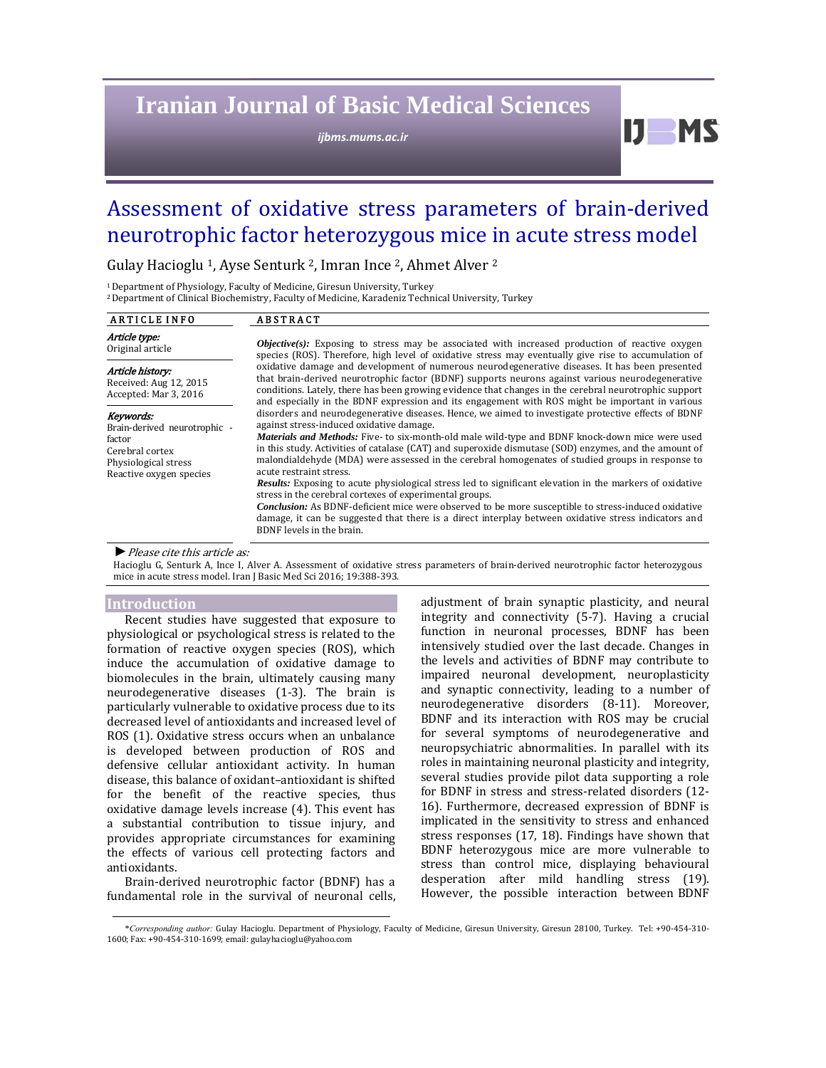# Assessment of oxidative stress parameters of brain-derived neurotrophic factor heterozygous mice in acute stress model

Gulay Hacioglu [1], Ayse Senturk [2], Imran Ince [2], Ahmet Alver [2]

[1] Department of Physiology, Faculty of Medicine, Giresun University, Turkey
[2] Department of Clinical Biochemistry, Faculty of Medicine, Karadeniz Technical University, Turkey

**ARTICLE INFO**

***Article type:***
Original article

***Article history:***
Received: Aug 12, 2015
Accepted: Mar 3, 2016

***Keywords:***
Brain-derived neurotrophic - factor
Cerebral cortex
Physiological stress
Reactive oxygen species

**ABSTRACT**

***Objective(s):*** Exposing to stress may be associated with increased production of reactive oxygen species (ROS). Therefore, high level of oxidative stress may eventually give rise to accumulation of oxidative damage and development of numerous neurodegenerative diseases. It has been presented that brain-derived neurotrophic factor (BDNF) supports neurons against various neurodegenerative conditions. Lately, there has been growing evidence that changes in the cerebral neurotrophic support and especially in the BDNF expression and its engagement with ROS might be important in various disorders and neurodegenerative diseases. Hence, we aimed to investigate protective effects of BDNF against stress-induced oxidative damage.

***Materials and Methods:*** Five- to six-month-old male wild-type and BDNF knock-down mice were used in this study. Activities of catalase (CAT) and superoxide dismutase (SOD) enzymes, and the amount of malondialdehyde (MDA) were assessed in the cerebral homogenates of studied groups in response to acute restraint stress.

***Results:*** Exposing to acute physiological stress led to significant elevation in the markers of oxidative stress in the cerebral cortexes of experimental groups.

***Conclusion:*** As BDNF-deficient mice were observed to be more susceptible to stress-induced oxidative damage, it can be suggested that there is a direct interplay between oxidative stress indicators and BDNF levels in the brain.

► *Please cite this article as:*

Hacioglu G, Senturk A, Ince I, Alver A. Assessment of oxidative stress parameters of brain-derived neurotrophic factor heterozygous mice in acute stress model. Iran J Basic Med Sci 2016; 19:388-393.

## Introduction

Recent studies have suggested that exposure to physiological or psychological stress is related to the formation of reactive oxygen species (ROS), which induce the accumulation of oxidative damage to biomolecules in the brain, ultimately causing many neurodegenerative diseases (1-3). The brain is particularly vulnerable to oxidative process due to its decreased level of antioxidants and increased level of ROS (1). Oxidative stress occurs when an unbalance is developed between production of ROS and defensive cellular antioxidant activity. In human disease, this balance of oxidant–antioxidant is shifted for the benefit of the reactive species, thus oxidative damage levels increase (4). This event has a substantial contribution to tissue injury, and provides appropriate circumstances for examining the effects of various cell protecting factors and antioxidants.

Brain-derived neurotrophic factor (BDNF) has a fundamental role in the survival of neuronal cells, adjustment of brain synaptic plasticity, and neural integrity and connectivity (5-7). Having a crucial function in neuronal processes, BDNF has been intensively studied over the last decade. Changes in the levels and activities of BDNF may contribute to impaired neuronal development, neuroplasticity and synaptic connectivity, leading to a number of neurodegenerative disorders (8-11). Moreover, BDNF and its interaction with ROS may be crucial for several symptoms of neurodegenerative and neuropsychiatric abnormalities. In parallel with its roles in maintaining neuronal plasticity and integrity, several studies provide pilot data supporting a role for BDNF in stress and stress-related disorders (12-16). Furthermore, decreased expression of BDNF is implicated in the sensitivity to stress and enhanced stress responses (17, 18). Findings have shown that BDNF heterozygous mice are more vulnerable to stress than control mice, displaying behavioural desperation after mild handling stress (19). However, the possible interaction between BDNF

\**Corresponding author:* Gulay Hacioglu. Department of Physiology, Faculty of Medicine, Giresun University, Giresun 28100, Turkey. Tel: +90-454-310-1600; Fax: +90-454-310-1699; email: gulayhacioglu@yahoo.com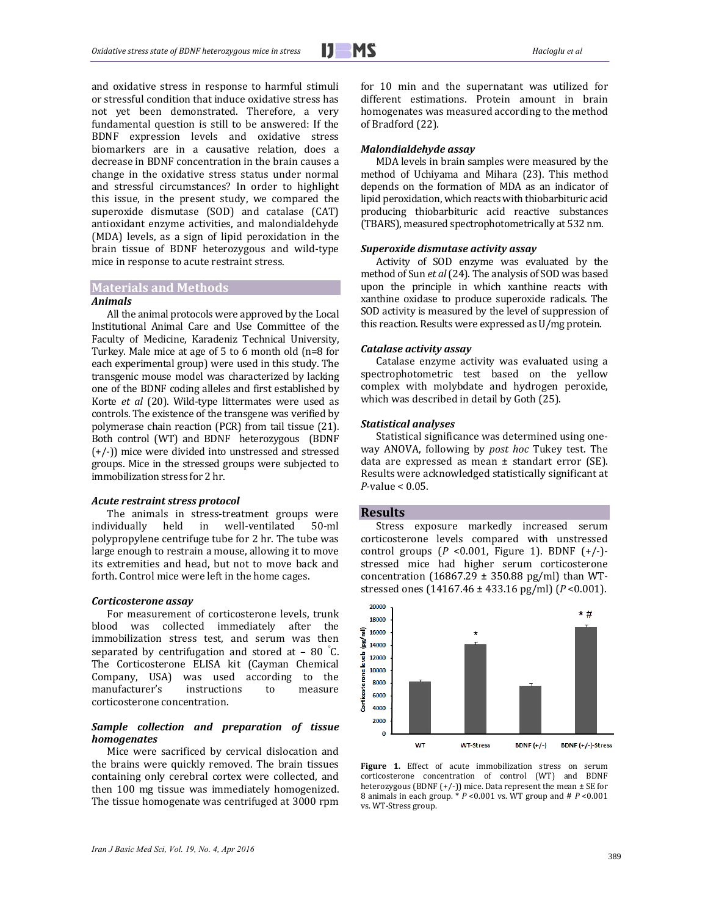and oxidative stress in response to harmful stimuli or stressful condition that induce oxidative stress has not yet been demonstrated. Therefore, a very fundamental question is still to be answered: If the BDNF expression levels and oxidative stress biomarkers are in a causative relation, does a decrease in BDNF concentration in the brain causes a change in the oxidative stress status under normal and stressful circumstances? In order to highlight this issue, in the present study, we compared the superoxide dismutase (SOD) and catalase (CAT) antioxidant enzyme activities, and malondialdehyde (MDA) levels, as a sign of lipid peroxidation in the brain tissue of BDNF heterozygous and wild-type mice in response to acute restraint stress.

## Materials and Methods

### *Animals*

All the animal protocols were approved by the Local Institutional Animal Care and Use Committee of the Faculty of Medicine, Karadeniz Technical University, Turkey. Male mice at age of 5 to 6 month old (n=8 for each experimental group) were used in this study. The transgenic mouse model was characterized by lacking one of the BDNF coding alleles and first established by Korte *et al* (20). Wild-type littermates were used as controls. The existence of the transgene was verified by polymerase chain reaction (PCR) from tail tissue (21). Both control (WT) and BDNF heterozygous (BDNF (+/-)) mice were divided into unstressed and stressed groups. Mice in the stressed groups were subjected to immobilization stress for 2 hr.

### *Acute restraint stress protocol*

The animals in stress-treatment groups were individually held in well-ventilated 50-ml polypropylene centrifuge tube for 2 hr. The tube was large enough to restrain a mouse, allowing it to move its extremities and head, but not to move back and forth. Control mice were left in the home cages.

### *Corticosterone assay*

For measurement of corticosterone levels, trunk blood was collected immediately after the immobilization stress test, and serum was then separated by centrifugation and stored at – 80 °C. The Corticosterone ELISA kit (Cayman Chemical Company, USA) was used according to the manufacturer's instructions to measure corticosterone concentration.

### *Sample collection and preparation of tissue homogenates*

Mice were sacrificed by cervical dislocation and the brains were quickly removed. The brain tissues containing only cerebral cortex were collected, and then 100 mg tissue was immediately homogenized. The tissue homogenate was centrifuged at 3000 rpm for 10 min and the supernatant was utilized for different estimations. Protein amount in brain homogenates was measured according to the method of Bradford (22).

### *Malondialdehyde assay*

MDA levels in brain samples were measured by the method of Uchiyama and Mihara (23). This method depends on the formation of MDA as an indicator of lipid peroxidation, which reacts with thiobarbituric acid producing thiobarbituric acid reactive substances (TBARS), measured spectrophotometrically at 532 nm.

### *Superoxide dismutase activity assay*

Activity of SOD enzyme was evaluated by the method of Sun *et al* (24). The analysis of SOD was based upon the principle in which xanthine reacts with xanthine oxidase to produce superoxide radicals. The SOD activity is measured by the level of suppression of this reaction. Results were expressed as U/mg protein.

### *Catalase activity assay*

Catalase enzyme activity was evaluated using a spectrophotometric test based on the yellow complex with molybdate and hydrogen peroxide, which was described in detail by Goth (25).

### *Statistical analyses*

Statistical significance was determined using one-way ANOVA, following by *post hoc* Tukey test. The data are expressed as mean ± standart error (SE). Results were acknowledged statistically significant at *P*-value < 0.05.

## Results

Stress exposure markedly increased serum corticosterone levels compared with unstressed control groups (*P* <0.001, Figure 1). BDNF (+/-)-stressed mice had higher serum corticosterone concentration (16867.29 ± 350.88 pg/ml) than WT-stressed ones (14167.46 ± 433.16 pg/ml) (*P* <0.001).

**Figure 1.** Effect of acute immobilization stress on serum corticosterone concentration of control (WT) and BDNF heterozygous (BDNF (+/-)) mice. Data represent the mean ± SE for 8 animals in each group. * *P* <0.001 vs. WT group and # *P* <0.001 vs. WT-Stress group.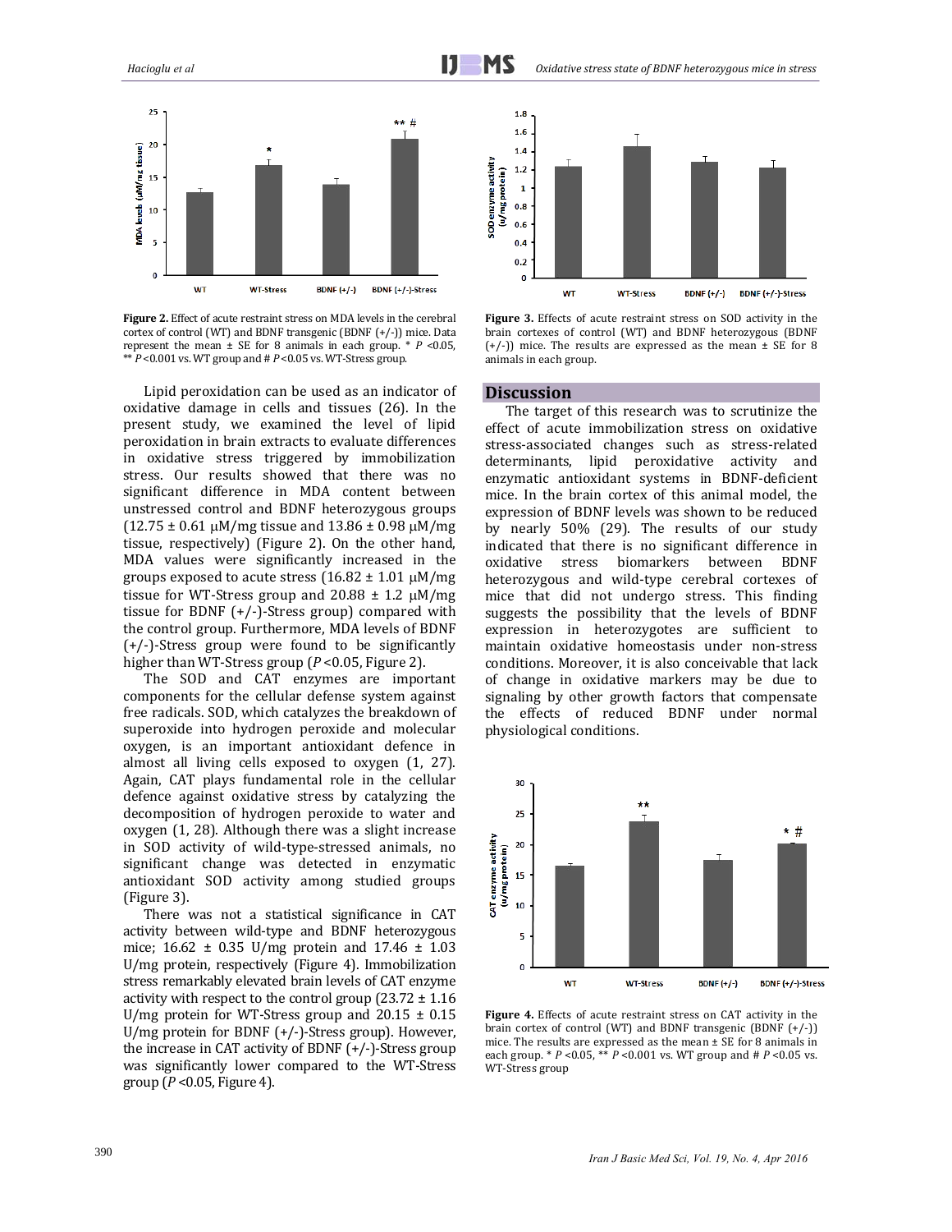Figure 2. Effect of acute restraint stress on MDA levels in the cerebral cortex of control (WT) and BDNF transgenic (BDNF (+/-)) mice. Data represent the mean ± SE for 8 animals in each group. * $P$ <0.05, ** $P$ <0.001 vs. WT group and # $P$ <0.05 vs. WT-Stress group.

Figure 3. Effects of acute restraint stress on SOD activity in the brain cortexes of control (WT) and BDNF heterozygous (BDNF (+/-)) mice. The results are expressed as the mean ± SE for 8 animals in each group.

Lipid peroxidation can be used as an indicator of oxidative damage in cells and tissues (26). In the present study, we examined the level of lipid peroxidation in brain extracts to evaluate differences in oxidative stress triggered by immobilization stress. Our results showed that there was no significant difference in MDA content between unstressed control and BDNF heterozygous groups (12.75 ± 0.61 μM/mg tissue and 13.86 ± 0.98 μM/mg tissue, respectively) (Figure 2). On the other hand, MDA values were significantly increased in the groups exposed to acute stress (16.82 ± 1.01 μM/mg tissue for WT-Stress group and 20.88 ± 1.2 μM/mg tissue for BDNF (+/-)-Stress group) compared with the control group. Furthermore, MDA levels of BDNF (+/-)-Stress group were found to be significantly higher than WT-Stress group ($P$ <0.05, Figure 2).

The SOD and CAT enzymes are important components for the cellular defense system against free radicals. SOD, which catalyzes the breakdown of superoxide into hydrogen peroxide and molecular oxygen, is an important antioxidant defence in almost all living cells exposed to oxygen (1, 27). Again, CAT plays fundamental role in the cellular defence against oxidative stress by catalyzing the decomposition of hydrogen peroxide to water and oxygen (1, 28). Although there was a slight increase in SOD activity of wild-type-stressed animals, no significant change was detected in enzymatic antioxidant SOD activity among studied groups (Figure 3).

There was not a statistical significance in CAT activity between wild-type and BDNF heterozygous mice; 16.62 ± 0.35 U/mg protein and 17.46 ± 1.03 U/mg protein, respectively (Figure 4). Immobilization stress remarkably elevated brain levels of CAT enzyme activity with respect to the control group (23.72 ± 1.16 U/mg protein for WT-Stress group and 20.15 ± 0.15 U/mg protein for BDNF (+/-)-Stress group). However, the increase in CAT activity of BDNF (+/-)-Stress group was significantly lower compared to the WT-Stress group ($P$ <0.05, Figure 4).

## Discussion

The target of this research was to scrutinize the effect of acute immobilization stress on oxidative stress-associated changes such as stress-related determinants, lipid peroxidative activity and enzymatic antioxidant systems in BDNF-deficient mice. In the brain cortex of this animal model, the expression of BDNF levels was shown to be reduced by nearly 50% (29). The results of our study indicated that there is no significant difference in oxidative stress biomarkers between BDNF heterozygous and wild-type cerebral cortexes of mice that did not undergo stress. This finding suggests the possibility that the levels of BDNF expression in heterozygotes are sufficient to maintain oxidative homeostasis under non-stress conditions. Moreover, it is also conceivable that lack of change in oxidative markers may be due to signaling by other growth factors that compensate the effects of reduced BDNF under normal physiological conditions.

Figure 4. Effects of acute restraint stress on CAT activity in the brain cortex of control (WT) and BDNF transgenic (BDNF (+/-)) mice. The results are expressed as the mean ± SE for 8 animals in each group. * $P$ <0.05, ** $P$ <0.001 vs. WT group and # $P$ <0.05 vs. WT-Stress group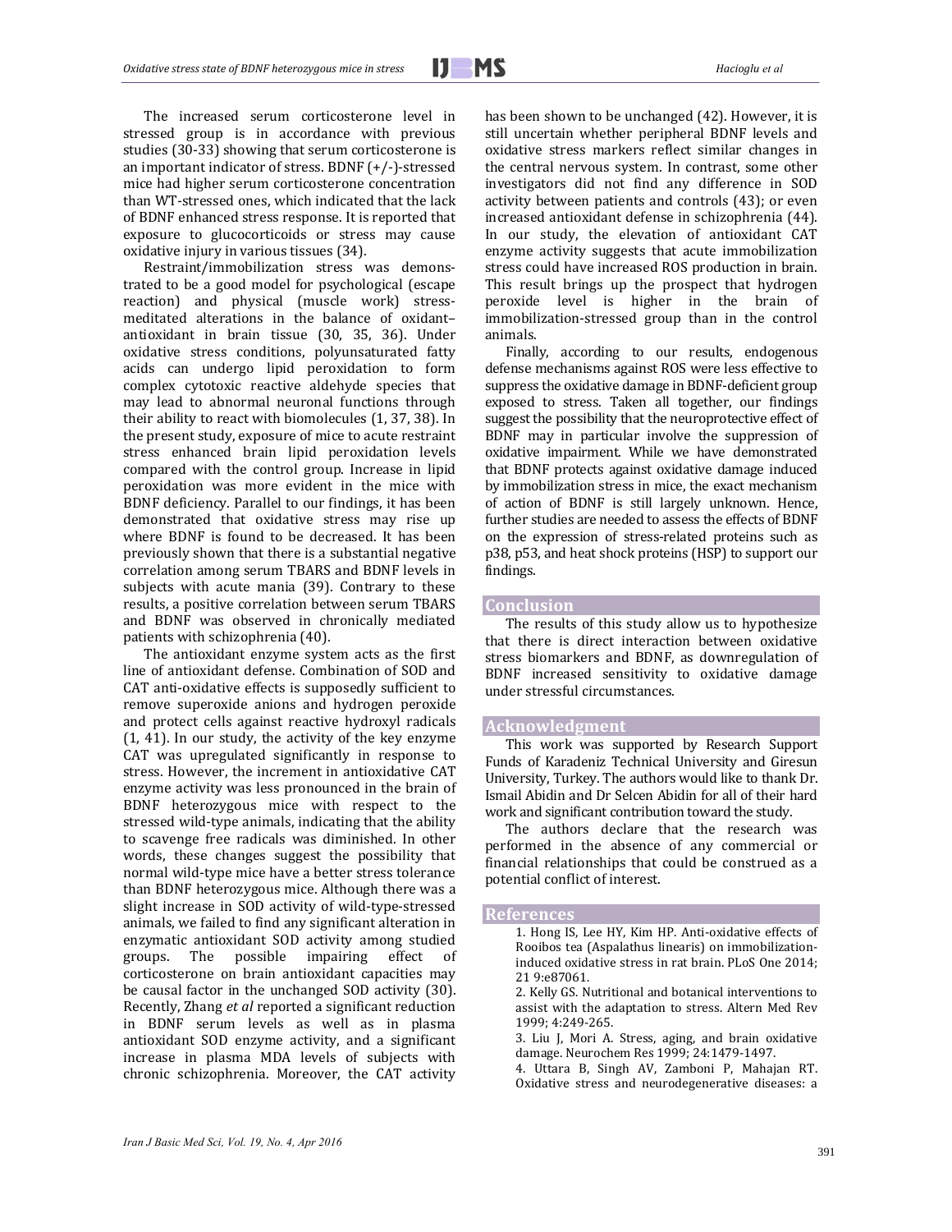The increased serum corticosterone level in stressed group is in accordance with previous studies (30-33) showing that serum corticosterone is an important indicator of stress. BDNF (+/-)-stressed mice had higher serum corticosterone concentration than WT-stressed ones, which indicated that the lack of BDNF enhanced stress response. It is reported that exposure to glucocorticoids or stress may cause oxidative injury in various tissues (34).

Restraint/immobilization stress was demonstrated to be a good model for psychological (escape reaction) and physical (muscle work) stress-meditated alterations in the balance of oxidant–antioxidant in brain tissue (30, 35, 36). Under oxidative stress conditions, polyunsaturated fatty acids can undergo lipid peroxidation to form complex cytotoxic reactive aldehyde species that may lead to abnormal neuronal functions through their ability to react with biomolecules (1, 37, 38). In the present study, exposure of mice to acute restraint stress enhanced brain lipid peroxidation levels compared with the control group. Increase in lipid peroxidation was more evident in the mice with BDNF deficiency. Parallel to our findings, it has been demonstrated that oxidative stress may rise up where BDNF is found to be decreased. It has been previously shown that there is a substantial negative correlation among serum TBARS and BDNF levels in subjects with acute mania (39). Contrary to these results, a positive correlation between serum TBARS and BDNF was observed in chronically mediated patients with schizophrenia (40).

The antioxidant enzyme system acts as the first line of antioxidant defense. Combination of SOD and CAT anti-oxidative effects is supposedly sufficient to remove superoxide anions and hydrogen peroxide and protect cells against reactive hydroxyl radicals (1, 41). In our study, the activity of the key enzyme CAT was upregulated significantly in response to stress. However, the increment in antioxidative CAT enzyme activity was less pronounced in the brain of BDNF heterozygous mice with respect to the stressed wild-type animals, indicating that the ability to scavenge free radicals was diminished. In other words, these changes suggest the possibility that normal wild-type mice have a better stress tolerance than BDNF heterozygous mice. Although there was a slight increase in SOD activity of wild-type-stressed animals, we failed to find any significant alteration in enzymatic antioxidant SOD activity among studied groups. The possible impairing effect of corticosterone on brain antioxidant capacities may be causal factor in the unchanged SOD activity (30). Recently, Zhang *et al* reported a significant reduction in BDNF serum levels as well as in plasma antioxidant SOD enzyme activity, and a significant increase in plasma MDA levels of subjects with chronic schizophrenia. Moreover, the CAT activity has been shown to be unchanged (42). However, it is still uncertain whether peripheral BDNF levels and oxidative stress markers reflect similar changes in the central nervous system. In contrast, some other investigators did not find any difference in SOD activity between patients and controls (43); or even increased antioxidant defense in schizophrenia (44). In our study, the elevation of antioxidant CAT enzyme activity suggests that acute immobilization stress could have increased ROS production in brain. This result brings up the prospect that hydrogen peroxide level is higher in the brain of immobilization-stressed group than in the control animals.

Finally, according to our results, endogenous defense mechanisms against ROS were less effective to suppress the oxidative damage in BDNF-deficient group exposed to stress. Taken all together, our findings suggest the possibility that the neuroprotective effect of BDNF may in particular involve the suppression of oxidative impairment. While we have demonstrated that BDNF protects against oxidative damage induced by immobilization stress in mice, the exact mechanism of action of BDNF is still largely unknown. Hence, further studies are needed to assess the effects of BDNF on the expression of stress-related proteins such as p38, p53, and heat shock proteins (HSP) to support our findings.

## Conclusion

The results of this study allow us to hypothesize that there is direct interaction between oxidative stress biomarkers and BDNF, as downregulation of BDNF increased sensitivity to oxidative damage under stressful circumstances.

## Acknowledgment

This work was supported by Research Support Funds of Karadeniz Technical University and Giresun University, Turkey. The authors would like to thank Dr. Ismail Abidin and Dr Selcen Abidin for all of their hard work and significant contribution toward the study.

The authors declare that the research was performed in the absence of any commercial or financial relationships that could be construed as a potential conflict of interest.

## References

1. Hong IS, Lee HY, Kim HP. Anti-oxidative effects of Rooibos tea (Aspalathus linearis) on immobilization-induced oxidative stress in rat brain. PLoS One 2014; 21 9:e87061.
2. Kelly GS. Nutritional and botanical interventions to assist with the adaptation to stress. Altern Med Rev 1999; 4:249-265.
3. Liu J, Mori A. Stress, aging, and brain oxidative damage. Neurochem Res 1999; 24:1479-1497.
4. Uttara B, Singh AV, Zamboni P, Mahajan RT. Oxidative stress and neurodegenerative diseases: a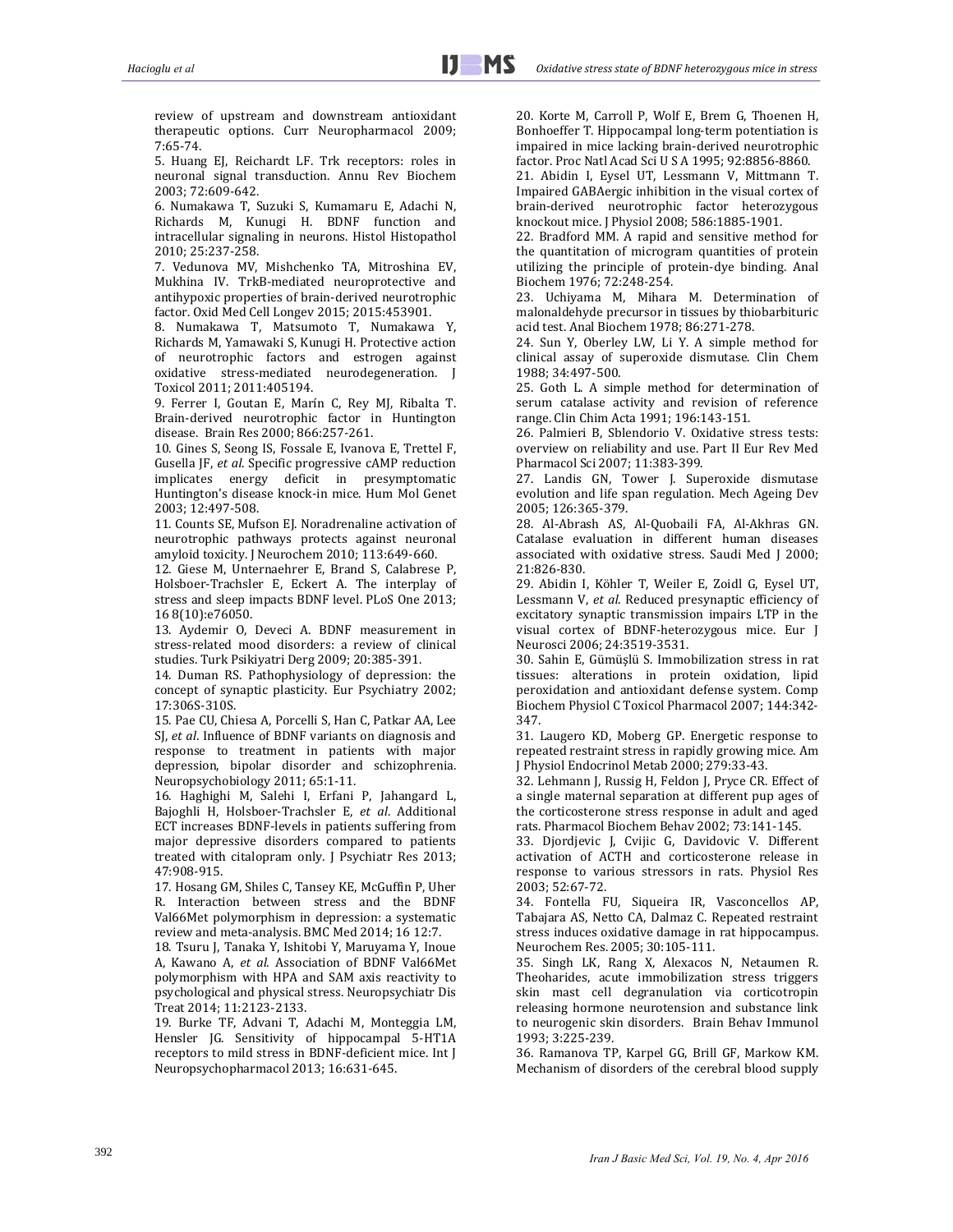review of upstream and downstream antioxidant therapeutic options. Curr Neuropharmacol 2009; 7:65-74.

5. Huang EJ, Reichardt LF. Trk receptors: roles in neuronal signal transduction. Annu Rev Biochem 2003; 72:609-642.

6. Numakawa T, Suzuki S, Kumamaru E, Adachi N, Richards M, Kunugi H. BDNF function and intracellular signaling in neurons. Histol Histopathol 2010; 25:237-258.

7. Vedunova MV, Mishchenko TA, Mitroshina EV, Mukhina IV. TrkB-mediated neuroprotective and antihypoxic properties of brain-derived neurotrophic factor. Oxid Med Cell Longev 2015; 2015:453901.

8. Numakawa T, Matsumoto T, Numakawa Y, Richards M, Yamawaki S, Kunugi H. Protective action of neurotrophic factors and estrogen against oxidative stress-mediated neurodegeneration. J Toxicol 2011; 2011:405194.

9. Ferrer I, Goutan E, Marín C, Rey MJ, Ribalta T. Brain-derived neurotrophic factor in Huntington disease. Brain Res 2000; 866:257-261.

10. Gines S, Seong IS, Fossale E, Ivanova E, Trettel F, Gusella JF, *et al*. Specific progressive cAMP reduction implicates energy deficit in presymptomatic Huntington's disease knock-in mice. Hum Mol Genet 2003; 12:497-508.

11. Counts SE, Mufson EJ. Noradrenaline activation of neurotrophic pathways protects against neuronal amyloid toxicity. J Neurochem 2010; 113:649-660.

12. Giese M, Unternaehrer E, Brand S, Calabrese P, Holsboer-Trachsler E, Eckert A. The interplay of stress and sleep impacts BDNF level. PLoS One 2013; 16 8(10):e76050.

13. Aydemir O, Deveci A. BDNF measurement in stress-related mood disorders: a review of clinical studies. Turk Psikiyatri Derg 2009; 20:385-391.

14. Duman RS. Pathophysiology of depression: the concept of synaptic plasticity. Eur Psychiatry 2002; 17:306S-310S.

15. Pae CU, Chiesa A, Porcelli S, Han C, Patkar AA, Lee SJ, *et al*. Influence of BDNF variants on diagnosis and response to treatment in patients with major depression, bipolar disorder and schizophrenia. Neuropsychobiology 2011; 65:1-11.

16. Haghighi M, Salehi I, Erfani P, Jahangard L, Bajoghli H, Holsboer-Trachsler E, *et al*. Additional ECT increases BDNF-levels in patients suffering from major depressive disorders compared to patients treated with citalopram only. J Psychiatr Res 2013; 47:908-915.

17. Hosang GM, Shiles C, Tansey KE, McGuffin P, Uher R. Interaction between stress and the BDNF Val66Met polymorphism in depression: a systematic review and meta-analysis. BMC Med 2014; 16 12:7.

18. Tsuru J, Tanaka Y, Ishitobi Y, Maruyama Y, Inoue A, Kawano A, *et al*. Association of BDNF Val66Met polymorphism with HPA and SAM axis reactivity to psychological and physical stress. Neuropsychiatr Dis Treat 2014; 11:2123-2133.

19. Burke TF, Advani T, Adachi M, Monteggia LM, Hensler JG. Sensitivity of hippocampal 5-HT1A receptors to mild stress in BDNF-deficient mice. Int J Neuropsychopharmacol 2013; 16:631-645.

20. Korte M, Carroll P, Wolf E, Brem G, Thoenen H, Bonhoeffer T. Hippocampal long-term potentiation is impaired in mice lacking brain-derived neurotrophic factor. Proc Natl Acad Sci U S A 1995; 92:8856-8860.

21. Abidin I, Eysel UT, Lessmann V, Mittmann T. Impaired GABAergic inhibition in the visual cortex of brain-derived neurotrophic factor heterozygous knockout mice. J Physiol 2008; 586:1885-1901.

22. Bradford MM. A rapid and sensitive method for the quantitation of microgram quantities of protein utilizing the principle of protein-dye binding. Anal Biochem 1976; 72:248-254.

23. Uchiyama M, Mihara M. Determination of malonaldehyde precursor in tissues by thiobarbituric acid test. Anal Biochem 1978; 86:271-278.

24. Sun Y, Oberley LW, Li Y. A simple method for clinical assay of superoxide dismutase. Clin Chem 1988; 34:497-500.

25. Goth L. A simple method for determination of serum catalase activity and revision of reference range. Clin Chim Acta 1991; 196:143-151.

26. Palmieri B, Sblendorio V. Oxidative stress tests: overview on reliability and use. Part II Eur Rev Med Pharmacol Sci 2007; 11:383-399.

27. Landis GN, Tower J. Superoxide dismutase evolution and life span regulation. Mech Ageing Dev 2005; 126:365-379.

28. Al-Abrash AS, Al-Quobaili FA, Al-Akhras GN. Catalase evaluation in different human diseases associated with oxidative stress. Saudi Med J 2000; 21:826-830.

29. Abidin I, Köhler T, Weiler E, Zoidl G, Eysel UT, Lessmann V, *et al*. Reduced presynaptic efficiency of excitatory synaptic transmission impairs LTP in the visual cortex of BDNF-heterozygous mice. Eur J Neurosci 2006; 24:3519-3531.

30. Sahin E, Gümüşlü S. Immobilization stress in rat tissues: alterations in protein oxidation, lipid peroxidation and antioxidant defense system. Comp Biochem Physiol C Toxicol Pharmacol 2007; 144:342-347.

31. Laugero KD, Moberg GP. Energetic response to repeated restraint stress in rapidly growing mice. Am J Physiol Endocrinol Metab 2000; 279:33-43.

32. Lehmann J, Russig H, Feldon J, Pryce CR. Effect of a single maternal separation at different pup ages of the corticosterone stress response in adult and aged rats. Pharmacol Biochem Behav 2002; 73:141-145.

33. Djordjevic J, Cvijic G, Davidovic V. Different activation of ACTH and corticosterone release in response to various stressors in rats. Physiol Res 2003; 52:67-72.

34. Fontella FU, Siqueira IR, Vasconcellos AP, Tabajara AS, Netto CA, Dalmaz C. Repeated restraint stress induces oxidative damage in rat hippocampus. Neurochem Res. 2005; 30:105-111.

35. Singh LK, Rang X, Alexacos N, Netaumen R. Theoharides, acute immobilization stress triggers skin mast cell degranulation via corticotropin releasing hormone neurotension and substance link to neurogenic skin disorders. Brain Behav Immunol 1993; 3:225-239.

36. Ramanova TP, Karpel GG, Brill GF, Markow KM. Mechanism of disorders of the cerebral blood supply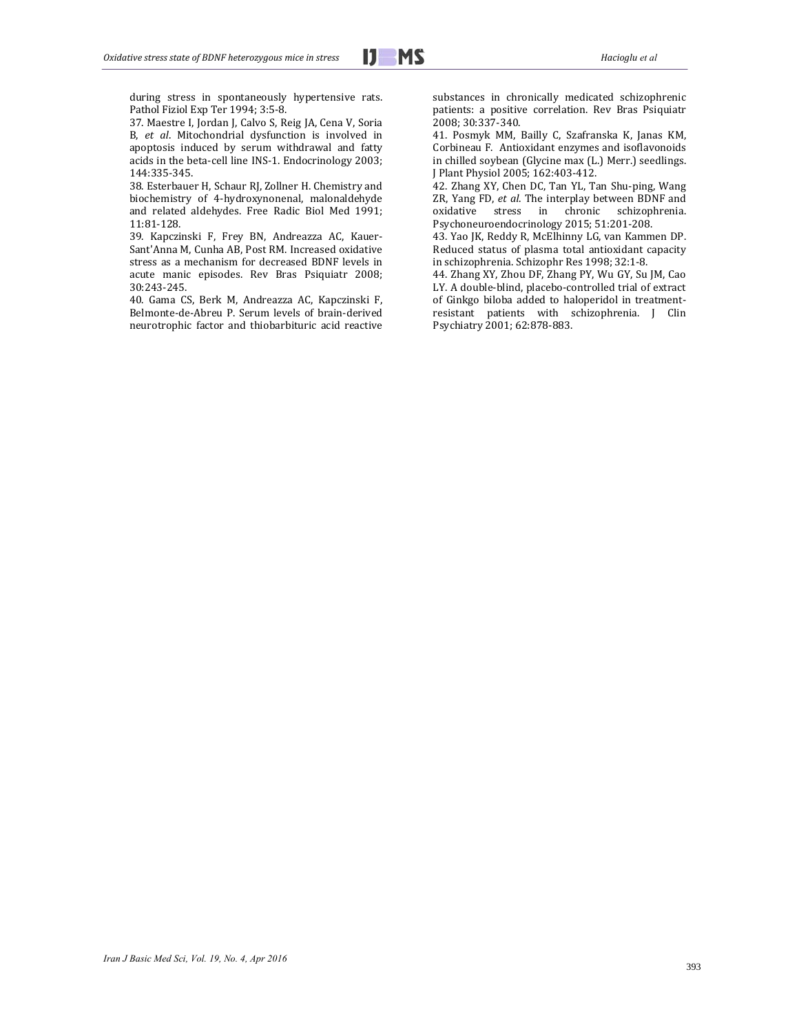during stress in spontaneously hypertensive rats. Pathol Fiziol Exp Ter 1994; 3:5-8.

37. Maestre I, Jordan J, Calvo S, Reig JA, Cena V, Soria B, *et al*. Mitochondrial dysfunction is involved in apoptosis induced by serum withdrawal and fatty acids in the beta-cell line INS-1. Endocrinology 2003; 144:335-345.

38. Esterbauer H, Schaur RJ, Zollner H. Chemistry and biochemistry of 4-hydroxynonenal, malonaldehyde and related aldehydes. Free Radic Biol Med 1991; 11:81-128.

39. Kapczinski F, Frey BN, Andreazza AC, Kauer-Sant'Anna M, Cunha AB, Post RM. Increased oxidative stress as a mechanism for decreased BDNF levels in acute manic episodes. Rev Bras Psiquiatr 2008; 30:243-245.

40. Gama CS, Berk M, Andreazza AC, Kapczinski F, Belmonte-de-Abreu P. Serum levels of brain-derived neurotrophic factor and thiobarbituric acid reactive substances in chronically medicated schizophrenic patients: a positive correlation. Rev Bras Psiquiatr 2008; 30:337-340.

41. Posmyk MM, Bailly C, Szafranska K, Janas KM, Corbineau F. Antioxidant enzymes and isoflavonoids in chilled soybean (Glycine max (L.) Merr.) seedlings. J Plant Physiol 2005; 162:403-412.

42. Zhang XY, Chen DC, Tan YL, Tan Shu-ping, Wang ZR, Yang FD, *et al*. The interplay between BDNF and oxidative stress in chronic schizophrenia. Psychoneuroendocrinology 2015; 51:201-208.

43. Yao JK, Reddy R, McElhinny LG, van Kammen DP. Reduced status of plasma total antioxidant capacity in schizophrenia. Schizophr Res 1998; 32:1-8.

44. Zhang XY, Zhou DF, Zhang PY, Wu GY, Su JM, Cao LY. A double-blind, placebo-controlled trial of extract of Ginkgo biloba added to haloperidol in treatment-resistant patients with schizophrenia. J Clin Psychiatry 2001; 62:878-883.